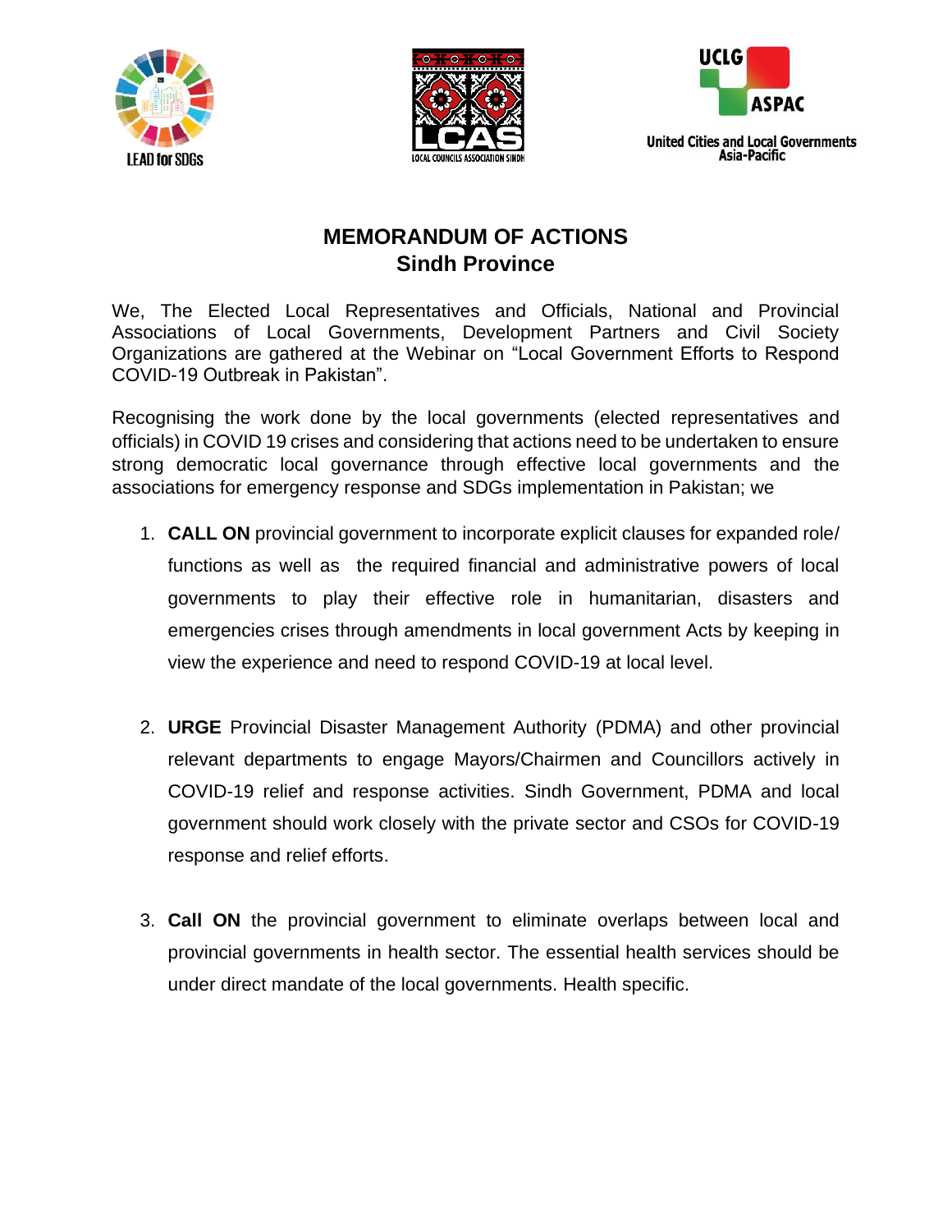LEAD for SDGs

LCAS
LOCAL COUNCILS ASSOCIATION SINDH

UCLG ASPAC
United Cities and Local Governments Asia-Pacific

# MEMORANDUM OF ACTIONS
## Sindh Province

We, The Elected Local Representatives and Officials, National and Provincial Associations of Local Governments, Development Partners and Civil Society Organizations are gathered at the Webinar on "Local Government Efforts to Respond COVID-19 Outbreak in Pakistan".

Recognising the work done by the local governments (elected representatives and officials) in COVID 19 crises and considering that actions need to be undertaken to ensure strong democratic local governance through effective local governments and the associations for emergency response and SDGs implementation in Pakistan; we

1. **CALL ON** provincial government to incorporate explicit clauses for expanded role/ functions as well as the required financial and administrative powers of local governments to play their effective role in humanitarian, disasters and emergencies crises through amendments in local government Acts by keeping in view the experience and need to respond COVID-19 at local level.

2. **URGE** Provincial Disaster Management Authority (PDMA) and other provincial relevant departments to engage Mayors/Chairmen and Councillors actively in COVID-19 relief and response activities. Sindh Government, PDMA and local government should work closely with the private sector and CSOs for COVID-19 response and relief efforts.

3. **Call ON** the provincial government to eliminate overlaps between local and provincial governments in health sector. The essential health services should be under direct mandate of the local governments. Health specific.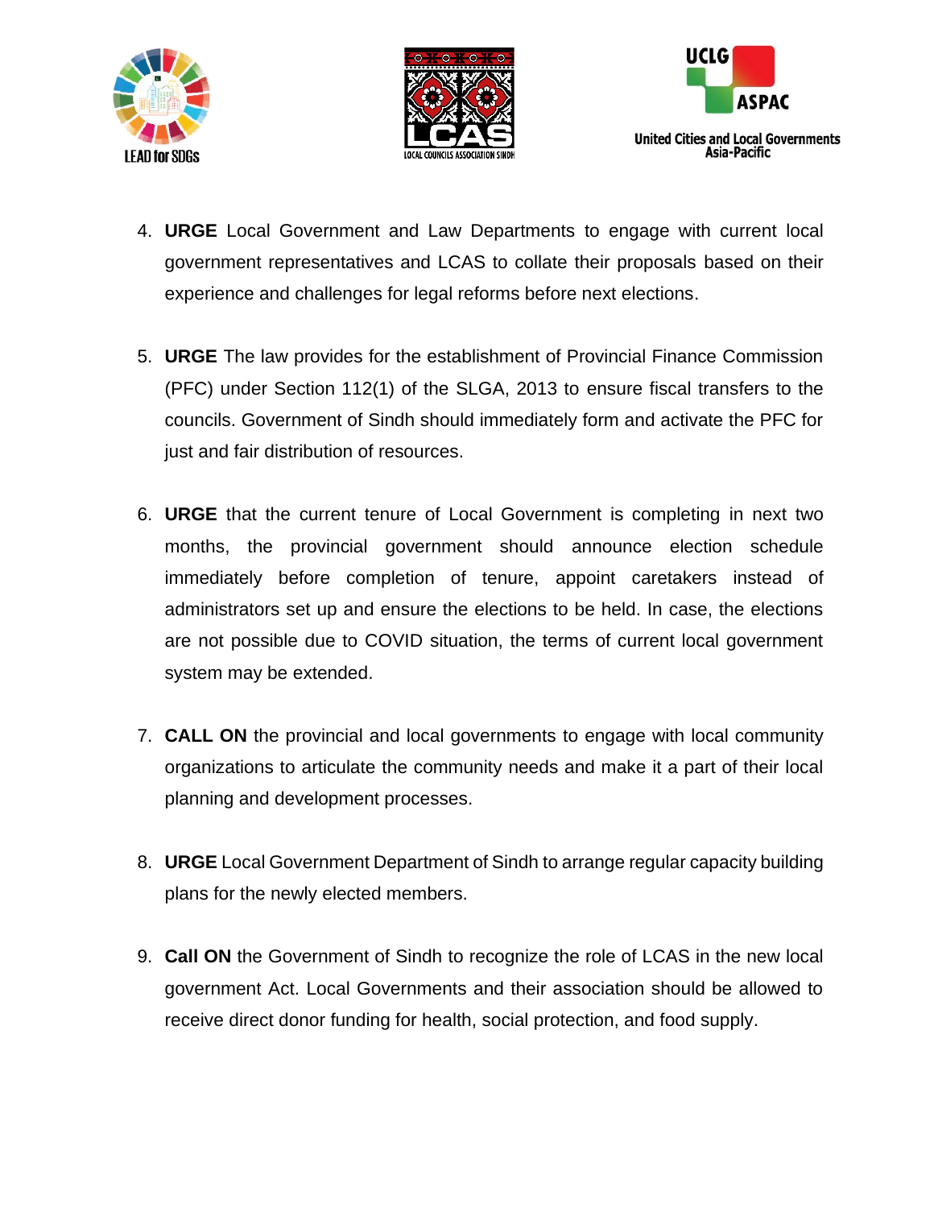4. **URGE** Local Government and Law Departments to engage with current local government representatives and LCAS to collate their proposals based on their experience and challenges for legal reforms before next elections.

5. **URGE** The law provides for the establishment of Provincial Finance Commission (PFC) under Section 112(1) of the SLGA, 2013 to ensure fiscal transfers to the councils. Government of Sindh should immediately form and activate the PFC for just and fair distribution of resources.

6. **URGE** that the current tenure of Local Government is completing in next two months, the provincial government should announce election schedule immediately before completion of tenure, appoint caretakers instead of administrators set up and ensure the elections to be held. In case, the elections are not possible due to COVID situation, the terms of current local government system may be extended.

7. **CALL ON** the provincial and local governments to engage with local community organizations to articulate the community needs and make it a part of their local planning and development processes.

8. **URGE** Local Government Department of Sindh to arrange regular capacity building plans for the newly elected members.

9. **Call ON** the Government of Sindh to recognize the role of LCAS in the new local government Act. Local Governments and their association should be allowed to receive direct donor funding for health, social protection, and food supply.